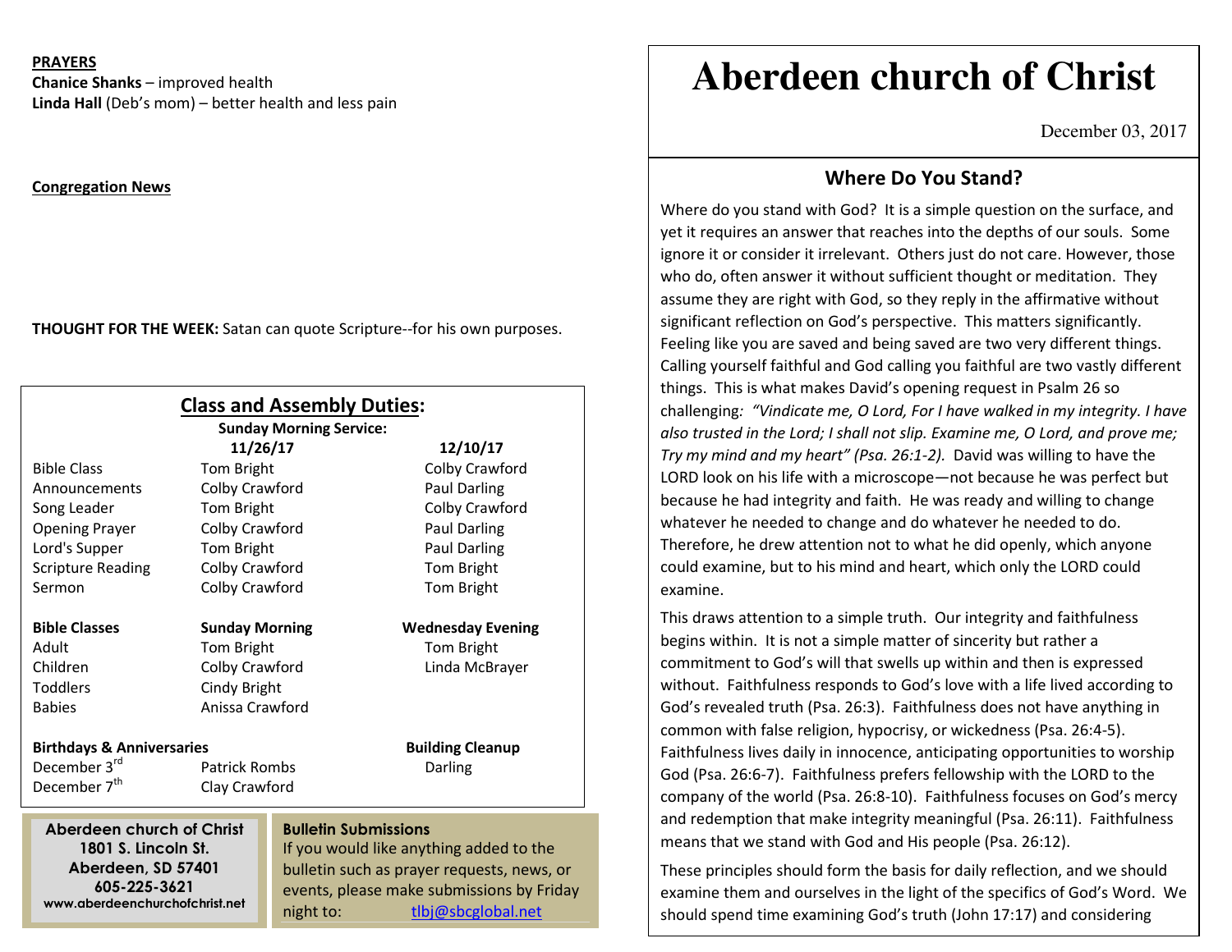**PRAYERS**
**Chanice Shanks** – improved health
**Linda Hall** (Deb's mom) – better health and less pain

**Congregation News**

**THOUGHT FOR THE WEEK:** Satan can quote Scripture--for his own purposes.

## Class and Assembly Duties:

**Sunday Morning Service:**

| | **11/26/17** | **12/10/17** |
|---|---|---|
| Bible Class | Tom Bright | Colby Crawford |
| Announcements | Colby Crawford | Paul Darling |
| Song Leader | Tom Bright | Colby Crawford |
| Opening Prayer | Colby Crawford | Paul Darling |
| Lord's Supper | Tom Bright | Paul Darling |
| Scripture Reading | Colby Crawford | Tom Bright |
| Sermon | Colby Crawford | Tom Bright |

| **Bible Classes** | **Sunday Morning** | **Wednesday Evening** |
|---|---|---|
| Adult | Tom Bright | Tom Bright |
| Children | Colby Crawford | Linda McBrayer |
| Toddlers | Cindy Bright | |
| Babies | Anissa Crawford | |

**Birthdays & Anniversaries**

December 3rd – Patrick Rombs
December 7th – Clay Crawford

**Building Cleanup**

Darling

**Aberdeen church of Christ**
**1801 S. Lincoln St.**
**Aberdeen, SD 57401**
**605-225-3621**
**www.aberdeenchurchofchrist.net**

**Bulletin Submissions**
If you would like anything added to the bulletin such as prayer requests, news, or events, please make submissions by Friday night to: tlbj@sbcglobal.net

# Aberdeen church of Christ

December 03, 2017

## Where Do You Stand?

Where do you stand with God? It is a simple question on the surface, and yet it requires an answer that reaches into the depths of our souls. Some ignore it or consider it irrelevant. Others just do not care. However, those who do, often answer it without sufficient thought or meditation. They assume they are right with God, so they reply in the affirmative without significant reflection on God's perspective. This matters significantly. Feeling like you are saved and being saved are two very different things. Calling yourself faithful and God calling you faithful are two vastly different things. This is what makes David's opening request in Psalm 26 so challenging: *"Vindicate me, O Lord, For I have walked in my integrity. I have also trusted in the Lord; I shall not slip. Examine me, O Lord, and prove me; Try my mind and my heart" (Psa. 26:1-2).* David was willing to have the LORD look on his life with a microscope—not because he was perfect but because he had integrity and faith. He was ready and willing to change whatever he needed to change and do whatever he needed to do. Therefore, he drew attention not to what he did openly, which anyone could examine, but to his mind and heart, which only the LORD could examine.

This draws attention to a simple truth. Our integrity and faithfulness begins within. It is not a simple matter of sincerity but rather a commitment to God's will that swells up within and then is expressed without. Faithfulness responds to God's love with a life lived according to God's revealed truth (Psa. 26:3). Faithfulness does not have anything in common with false religion, hypocrisy, or wickedness (Psa. 26:4-5). Faithfulness lives daily in innocence, anticipating opportunities to worship God (Psa. 26:6-7). Faithfulness prefers fellowship with the LORD to the company of the world (Psa. 26:8-10). Faithfulness focuses on God's mercy and redemption that make integrity meaningful (Psa. 26:11). Faithfulness means that we stand with God and His people (Psa. 26:12).

These principles should form the basis for daily reflection, and we should examine them and ourselves in the light of the specifics of God's Word. We should spend time examining God's truth (John 17:17) and considering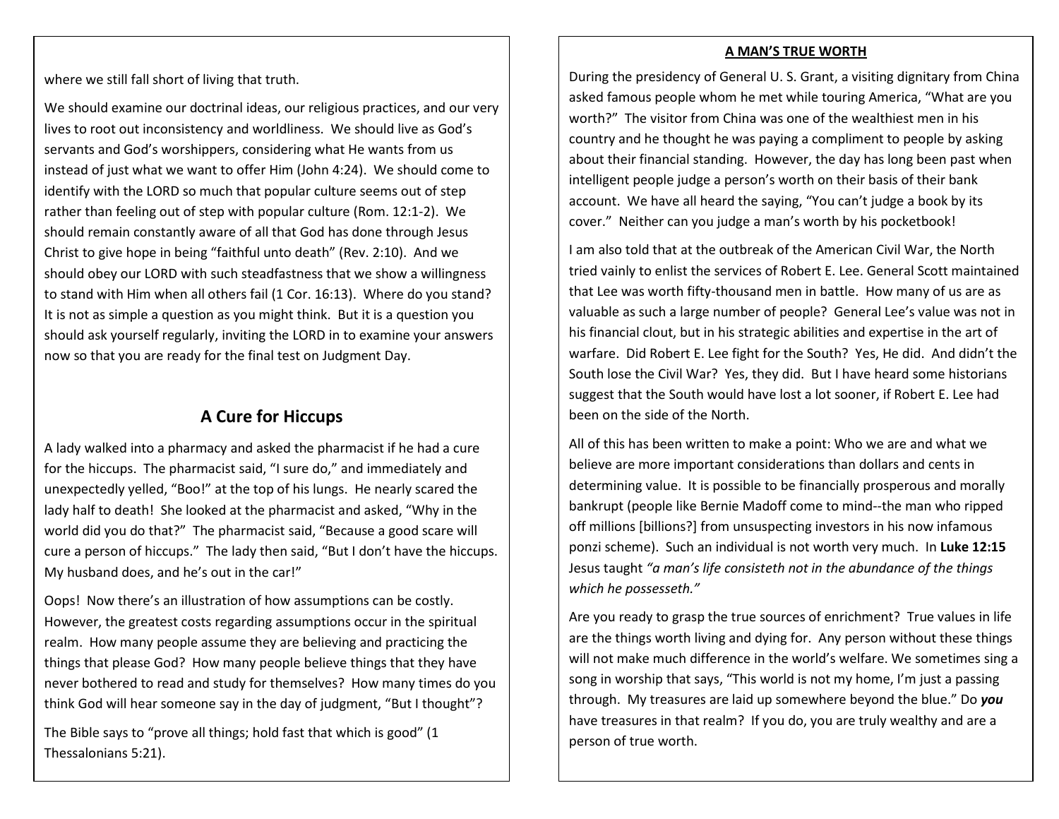where we still fall short of living that truth.

We should examine our doctrinal ideas, our religious practices, and our very lives to root out inconsistency and worldliness. We should live as God's servants and God's worshippers, considering what He wants from us instead of just what we want to offer Him (John 4:24). We should come to identify with the LORD so much that popular culture seems out of step rather than feeling out of step with popular culture (Rom. 12:1-2). We should remain constantly aware of all that God has done through Jesus Christ to give hope in being "faithful unto death" (Rev. 2:10). And we should obey our LORD with such steadfastness that we show a willingness to stand with Him when all others fail (1 Cor. 16:13). Where do you stand? It is not as simple a question as you might think. But it is a question you should ask yourself regularly, inviting the LORD in to examine your answers now so that you are ready for the final test on Judgment Day.

## A Cure for Hiccups

A lady walked into a pharmacy and asked the pharmacist if he had a cure for the hiccups. The pharmacist said, "I sure do," and immediately and unexpectedly yelled, "Boo!" at the top of his lungs. He nearly scared the lady half to death! She looked at the pharmacist and asked, "Why in the world did you do that?" The pharmacist said, "Because a good scare will cure a person of hiccups." The lady then said, "But I don't have the hiccups. My husband does, and he's out in the car!"

Oops! Now there's an illustration of how assumptions can be costly. However, the greatest costs regarding assumptions occur in the spiritual realm. How many people assume they are believing and practicing the things that please God? How many people believe things that they have never bothered to read and study for themselves? How many times do you think God will hear someone say in the day of judgment, "But I thought"?

The Bible says to "prove all things; hold fast that which is good" (1 Thessalonians 5:21).

## A MAN'S TRUE WORTH

During the presidency of General U. S. Grant, a visiting dignitary from China asked famous people whom he met while touring America, "What are you worth?" The visitor from China was one of the wealthiest men in his country and he thought he was paying a compliment to people by asking about their financial standing. However, the day has long been past when intelligent people judge a person's worth on their basis of their bank account. We have all heard the saying, "You can't judge a book by its cover." Neither can you judge a man's worth by his pocketbook!

I am also told that at the outbreak of the American Civil War, the North tried vainly to enlist the services of Robert E. Lee. General Scott maintained that Lee was worth fifty-thousand men in battle. How many of us are as valuable as such a large number of people? General Lee's value was not in his financial clout, but in his strategic abilities and expertise in the art of warfare. Did Robert E. Lee fight for the South? Yes, He did. And didn't the South lose the Civil War? Yes, they did. But I have heard some historians suggest that the South would have lost a lot sooner, if Robert E. Lee had been on the side of the North.

All of this has been written to make a point: Who we are and what we believe are more important considerations than dollars and cents in determining value. It is possible to be financially prosperous and morally bankrupt (people like Bernie Madoff come to mind--the man who ripped off millions [billions?] from unsuspecting investors in his now infamous ponzi scheme). Such an individual is not worth very much. In **Luke 12:15** Jesus taught *"a man's life consisteth not in the abundance of the things which he possesseth."*

Are you ready to grasp the true sources of enrichment? True values in life are the things worth living and dying for. Any person without these things will not make much difference in the world's welfare. We sometimes sing a song in worship that says, "This world is not my home, I'm just a passing through. My treasures are laid up somewhere beyond the blue." Do ***you*** have treasures in that realm? If you do, you are truly wealthy and are a person of true worth.